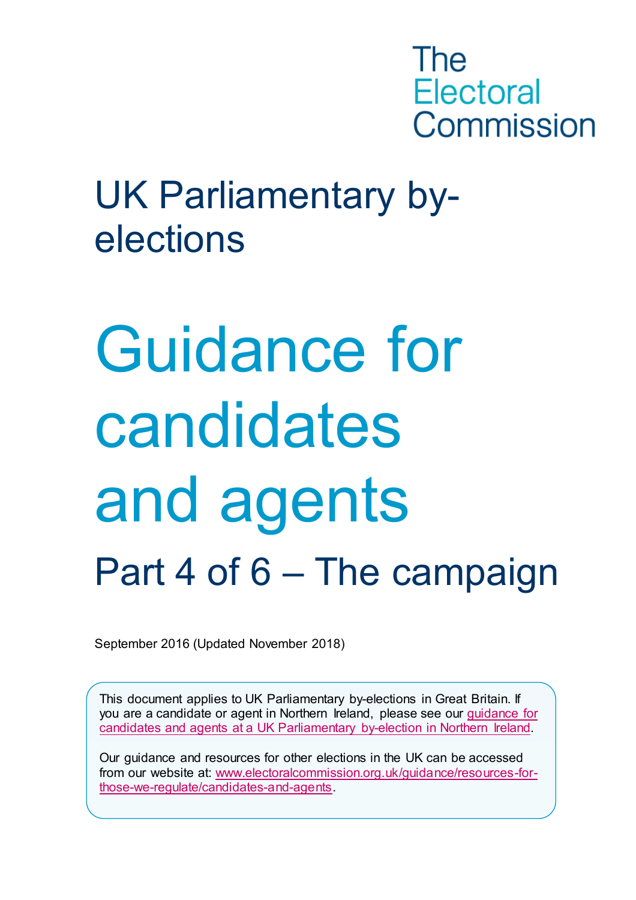The Electoral Commission

# UK Parliamentary by-elections

# Guidance for candidates and agents

## Part 4 of 6 – The campaign

September 2016 (Updated November 2018)

This document applies to UK Parliamentary by-elections in Great Britain. If you are a candidate or agent in Northern Ireland, please see our [guidance for candidates and agents at a UK Parliamentary by-election in Northern Ireland](guidance for candidates and agents at a UK Parliamentary by-election in Northern Ireland).

Our guidance and resources for other elections in the UK can be accessed from our website at: [www.electoralcommission.org.uk/guidance/resources-for-those-we-regulate/candidates-and-agents](www.electoralcommission.org.uk/guidance/resources-for-those-we-regulate/candidates-and-agents).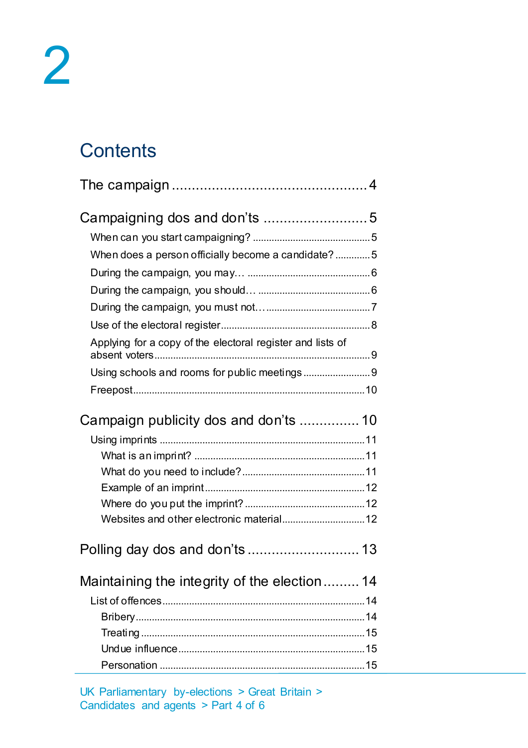# Contents

The campaign ..... 4

Campaigning dos and don'ts ..... 5

- When can you start campaigning? ..... 5
- When does a person officially become a candidate? ..... 5
- During the campaign, you may… ..... 6
- During the campaign, you should… ..... 6
- During the campaign, you must not… ..... 7
- Use of the electoral register ..... 8
- Applying for a copy of the electoral register and lists of absent voters ..... 9
- Using schools and rooms for public meetings ..... 9
- Freepost ..... 10

Campaign publicity dos and don'ts ..... 10

- Using imprints ..... 11
  - What is an imprint? ..... 11
  - What do you need to include? ..... 11
  - Example of an imprint ..... 12
  - Where do you put the imprint? ..... 12
  - Websites and other electronic material ..... 12

Polling day dos and don'ts ..... 13

Maintaining the integrity of the election ..... 14

- List of offences ..... 14
  - Bribery ..... 14
  - Treating ..... 15
  - Undue influence ..... 15
  - Personation ..... 15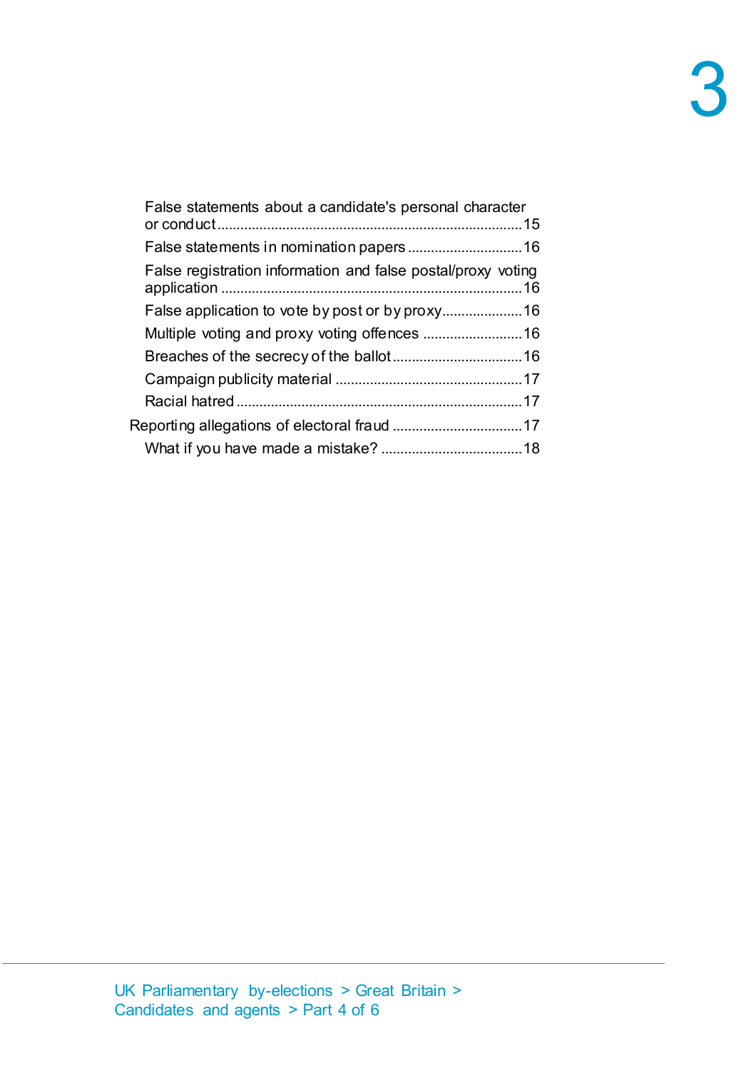- False statements about a candidate's personal character or conduct ....15
- False statements in nomination papers ....16
- False registration information and false postal/proxy voting application ....16
- False application to vote by post or by proxy....16
- Multiple voting and proxy voting offences ....16
- Breaches of the secrecy of the ballot....16
- Campaign publicity material ....17
- Racial hatred ....17

Reporting allegations of electoral fraud ....17

- What if you have made a mistake? ....18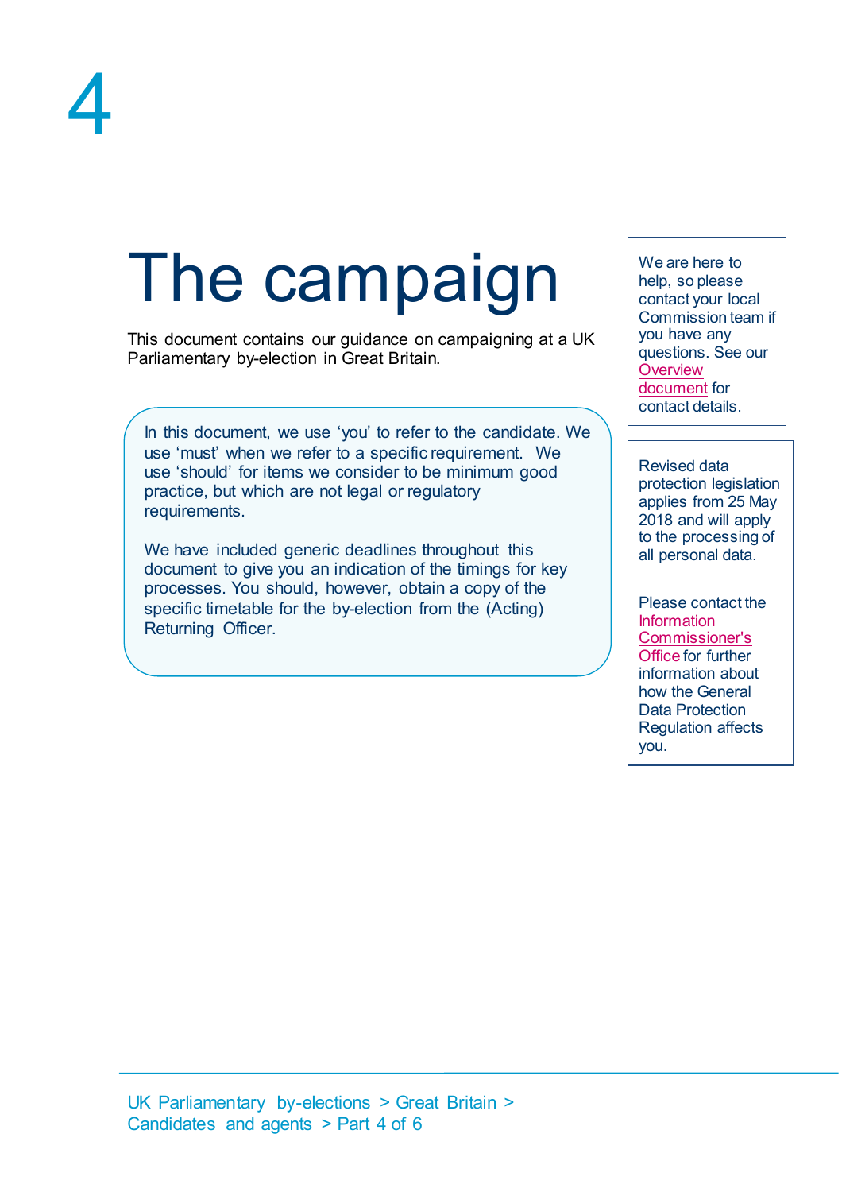# 4

# The campaign

This document contains our guidance on campaigning at a UK Parliamentary by-election in Great Britain.

In this document, we use 'you' to refer to the candidate. We use 'must' when we refer to a specific requirement. We use 'should' for items we consider to be minimum good practice, but which are not legal or regulatory requirements.

We have included generic deadlines throughout this document to give you an indication of the timings for key processes. You should, however, obtain a copy of the specific timetable for the by-election from the (Acting) Returning Officer.

We are here to help, so please contact your local Commission team if you have any questions. See our Overview document for contact details.

Revised data protection legislation applies from 25 May 2018 and will apply to the processing of all personal data.

Please contact the Information Commissioner's Office for further information about how the General Data Protection Regulation affects you.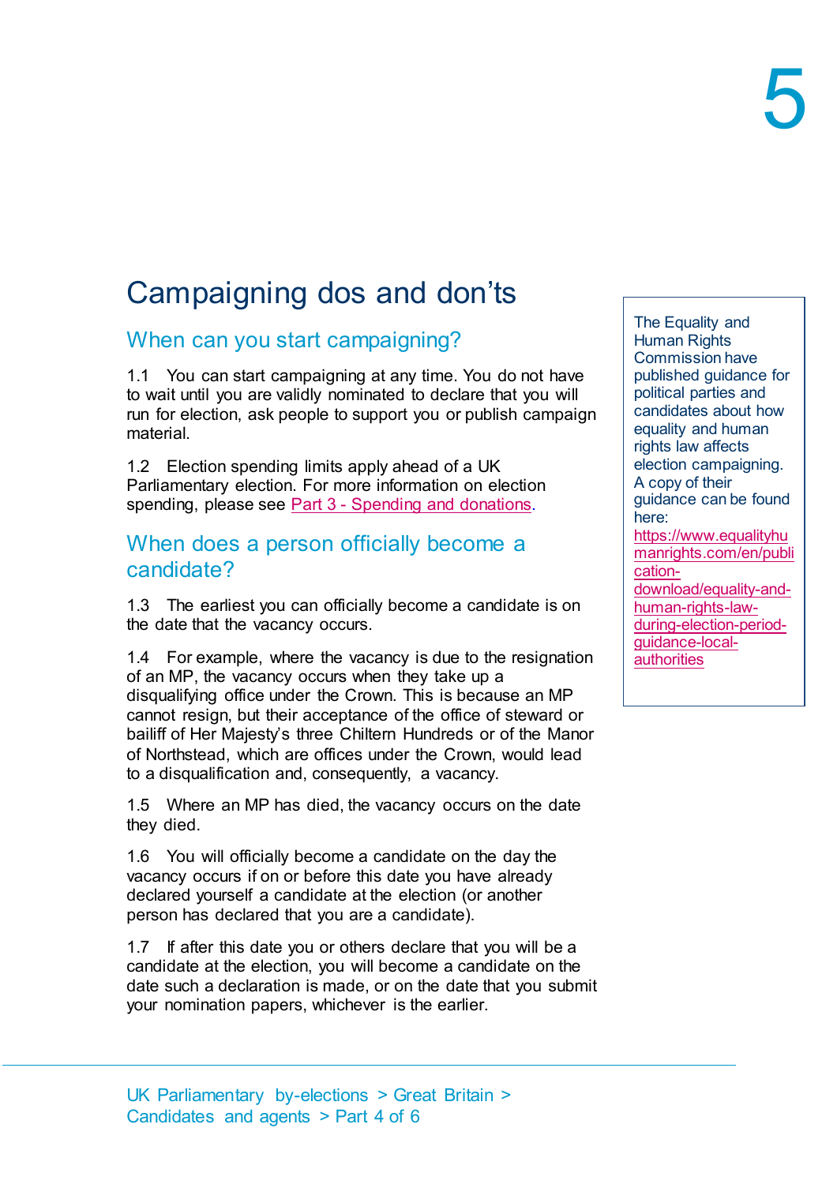# Campaigning dos and don'ts

## When can you start campaigning?

1.1 You can start campaigning at any time. You do not have to wait until you are validly nominated to declare that you will run for election, ask people to support you or publish campaign material.

1.2 Election spending limits apply ahead of a UK Parliamentary election. For more information on election spending, please see Part 3 - Spending and donations.

> The Equality and Human Rights Commission have published guidance for political parties and candidates about how equality and human rights law affects election campaigning. A copy of their guidance can be found here: https://www.equalityhumanrights.com/en/publication-download/equality-and-human-rights-law-during-election-period-guidance-local-authorities

## When does a person officially become a candidate?

1.3 The earliest you can officially become a candidate is on the date that the vacancy occurs.

1.4 For example, where the vacancy is due to the resignation of an MP, the vacancy occurs when they take up a disqualifying office under the Crown. This is because an MP cannot resign, but their acceptance of the office of steward or bailiff of Her Majesty's three Chiltern Hundreds or of the Manor of Northstead, which are offices under the Crown, would lead to a disqualification and, consequently, a vacancy.

1.5 Where an MP has died, the vacancy occurs on the date they died.

1.6 You will officially become a candidate on the day the vacancy occurs if on or before this date you have already declared yourself a candidate at the election (or another person has declared that you are a candidate).

1.7 If after this date you or others declare that you will be a candidate at the election, you will become a candidate on the date such a declaration is made, or on the date that you submit your nomination papers, whichever is the earlier.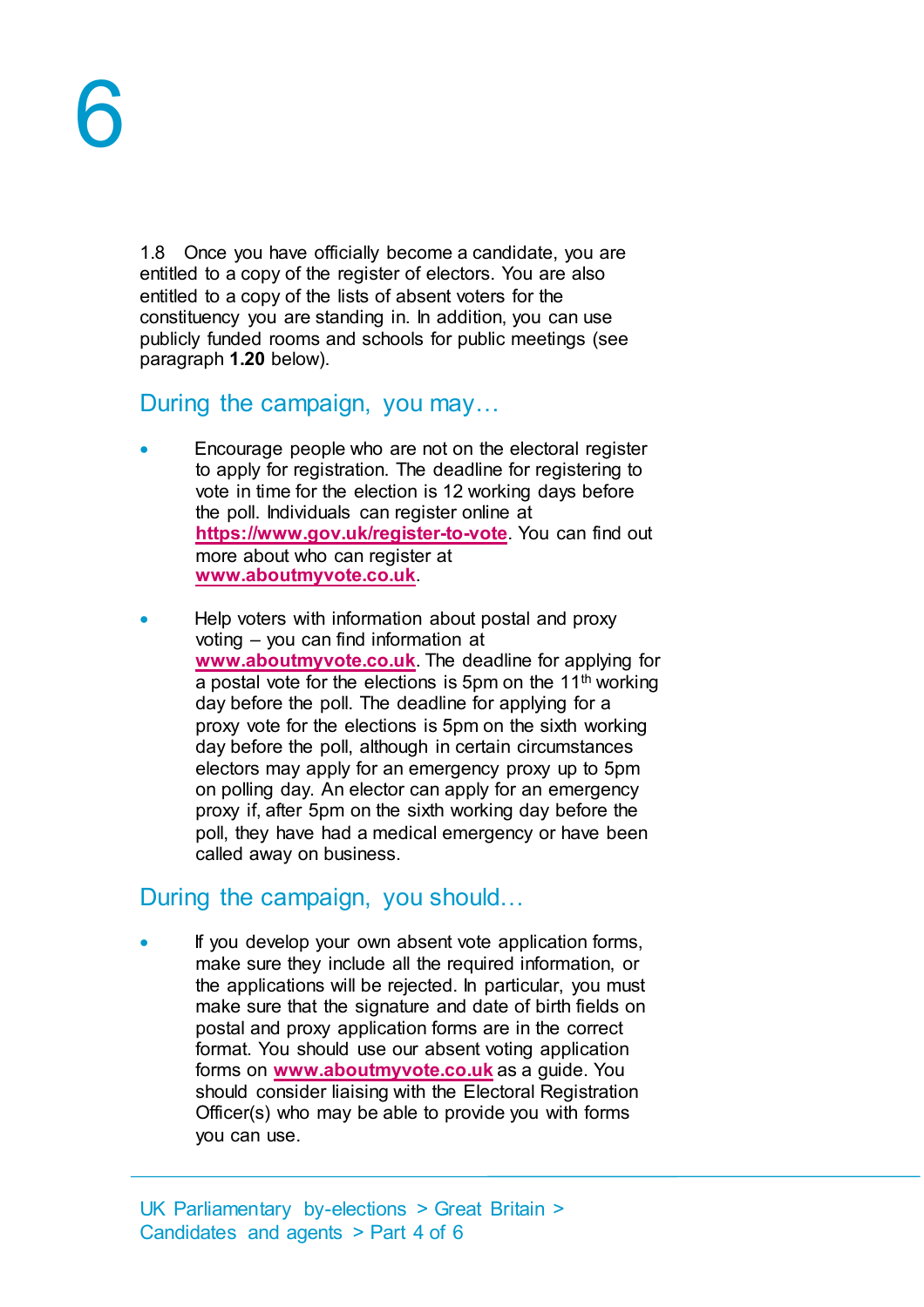1.8 Once you have officially become a candidate, you are entitled to a copy of the register of electors. You are also entitled to a copy of the lists of absent voters for the constituency you are standing in. In addition, you can use publicly funded rooms and schools for public meetings (see paragraph **1.20** below).

## During the campaign, you may…

- Encourage people who are not on the electoral register to apply for registration. The deadline for registering to vote in time for the election is 12 working days before the poll. Individuals can register online at **https://www.gov.uk/register-to-vote**. You can find out more about who can register at **www.aboutmyvote.co.uk**.

- Help voters with information about postal and proxy voting – you can find information at **www.aboutmyvote.co.uk**. The deadline for applying for a postal vote for the elections is 5pm on the 11th working day before the poll. The deadline for applying for a proxy vote for the elections is 5pm on the sixth working day before the poll, although in certain circumstances electors may apply for an emergency proxy up to 5pm on polling day. An elector can apply for an emergency proxy if, after 5pm on the sixth working day before the poll, they have had a medical emergency or have been called away on business.

## During the campaign, you should…

- If you develop your own absent vote application forms, make sure they include all the required information, or the applications will be rejected. In particular, you must make sure that the signature and date of birth fields on postal and proxy application forms are in the correct format. You should use our absent voting application forms on **www.aboutmyvote.co.uk** as a guide. You should consider liaising with the Electoral Registration Officer(s) who may be able to provide you with forms you can use.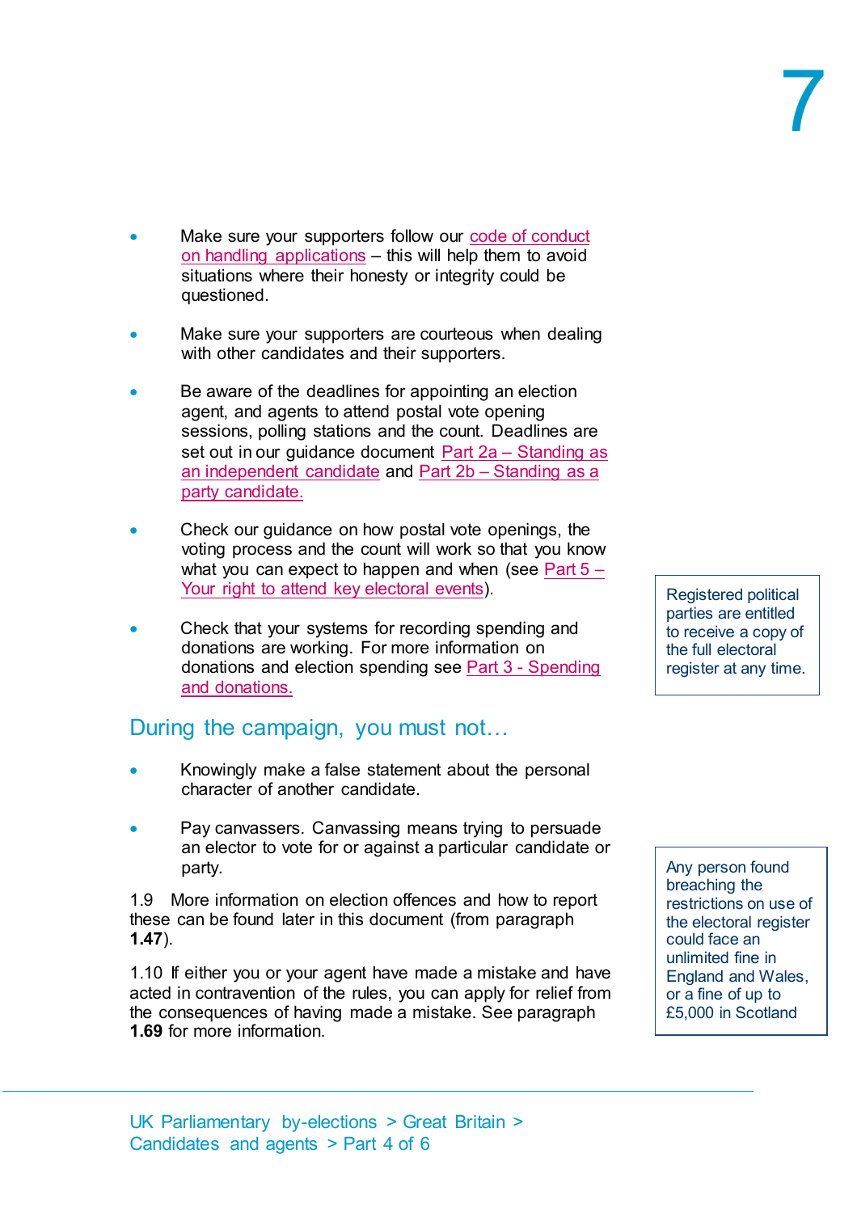- Make sure your supporters follow our code of conduct on handling applications – this will help them to avoid situations where their honesty or integrity could be questioned.

- Make sure your supporters are courteous when dealing with other candidates and their supporters.

- Be aware of the deadlines for appointing an election agent, and agents to attend postal vote opening sessions, polling stations and the count. Deadlines are set out in our guidance document Part 2a – Standing as an independent candidate and Part 2b – Standing as a party candidate.

- Check our guidance on how postal vote openings, the voting process and the count will work so that you know what you can expect to happen and when (see Part 5 – Your right to attend key electoral events).

- Check that your systems for recording spending and donations are working. For more information on donations and election spending see Part 3 - Spending and donations.

> Registered political parties are entitled to receive a copy of the full electoral register at any time.

## During the campaign, you must not…

- Knowingly make a false statement about the personal character of another candidate.

- Pay canvassers. Canvassing means trying to persuade an elector to vote for or against a particular candidate or party.

1.9 More information on election offences and how to report these can be found later in this document (from paragraph **1.47**).

1.10 If either you or your agent have made a mistake and have acted in contravention of the rules, you can apply for relief from the consequences of having made a mistake. See paragraph **1.69** for more information.

> Any person found breaching the restrictions on use of the electoral register could face an unlimited fine in England and Wales, or a fine of up to £5,000 in Scotland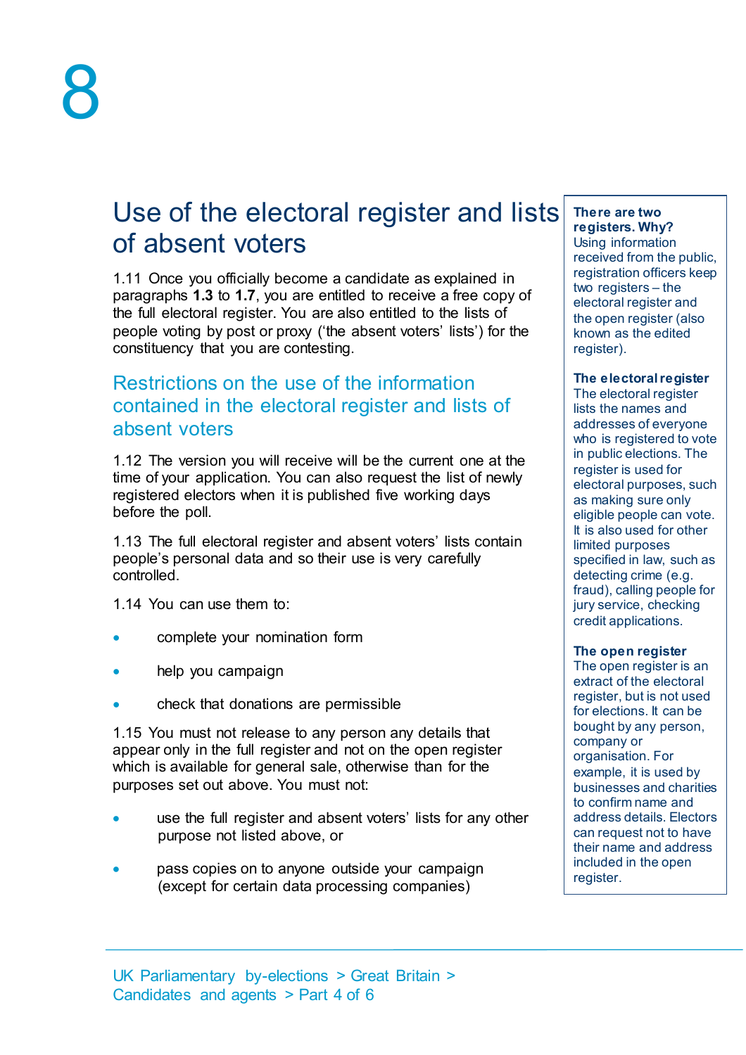# Use of the electoral register and lists of absent voters

1.11 Once you officially become a candidate as explained in paragraphs **1.3** to **1.7**, you are entitled to receive a free copy of the full electoral register. You are also entitled to the lists of people voting by post or proxy ('the absent voters' lists') for the constituency that you are contesting.

## Restrictions on the use of the information contained in the electoral register and lists of absent voters

1.12 The version you will receive will be the current one at the time of your application. You can also request the list of newly registered electors when it is published five working days before the poll.

1.13 The full electoral register and absent voters' lists contain people's personal data and so their use is very carefully controlled.

1.14 You can use them to:

- complete your nomination form
- help you campaign
- check that donations are permissible

1.15 You must not release to any person any details that appear only in the full register and not on the open register which is available for general sale, otherwise than for the purposes set out above. You must not:

- use the full register and absent voters' lists for any other purpose not listed above, or
- pass copies on to anyone outside your campaign (except for certain data processing companies)

**There are two registers. Why?**
Using information received from the public, registration officers keep two registers – the electoral register and the open register (also known as the edited register).

**The electoral register**
The electoral register lists the names and addresses of everyone who is registered to vote in public elections. The register is used for electoral purposes, such as making sure only eligible people can vote. It is also used for other limited purposes specified in law, such as detecting crime (e.g. fraud), calling people for jury service, checking credit applications.

**The open register**
The open register is an extract of the electoral register, but is not used for elections. It can be bought by any person, company or organisation. For example, it is used by businesses and charities to confirm name and address details. Electors can request not to have their name and address included in the open register.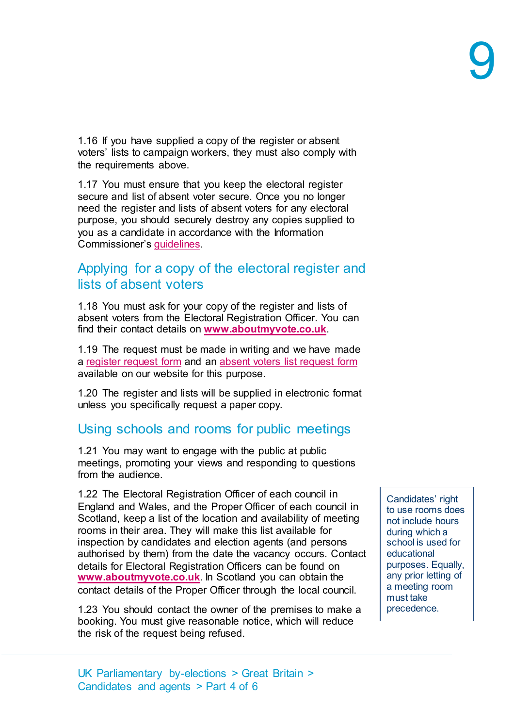1.16 If you have supplied a copy of the register or absent voters' lists to campaign workers, they must also comply with the requirements above.

1.17 You must ensure that you keep the electoral register secure and list of absent voter secure. Once you no longer need the register and lists of absent voters for any electoral purpose, you should securely destroy any copies supplied to you as a candidate in accordance with the Information Commissioner's guidelines.

## Applying for a copy of the electoral register and lists of absent voters

1.18 You must ask for your copy of the register and lists of absent voters from the Electoral Registration Officer. You can find their contact details on **www.aboutmyvote.co.uk**.

1.19 The request must be made in writing and we have made a register request form and an absent voters list request form available on our website for this purpose.

1.20 The register and lists will be supplied in electronic format unless you specifically request a paper copy.

## Using schools and rooms for public meetings

1.21 You may want to engage with the public at public meetings, promoting your views and responding to questions from the audience.

1.22 The Electoral Registration Officer of each council in England and Wales, and the Proper Officer of each council in Scotland, keep a list of the location and availability of meeting rooms in their area. They will make this list available for inspection by candidates and election agents (and persons authorised by them) from the date the vacancy occurs. Contact details for Electoral Registration Officers can be found on **www.aboutmyvote.co.uk**. In Scotland you can obtain the contact details of the Proper Officer through the local council.

> Candidates' right to use rooms does not include hours during which a school is used for educational purposes. Equally, any prior letting of a meeting room must take precedence.

1.23 You should contact the owner of the premises to make a booking. You must give reasonable notice, which will reduce the risk of the request being refused.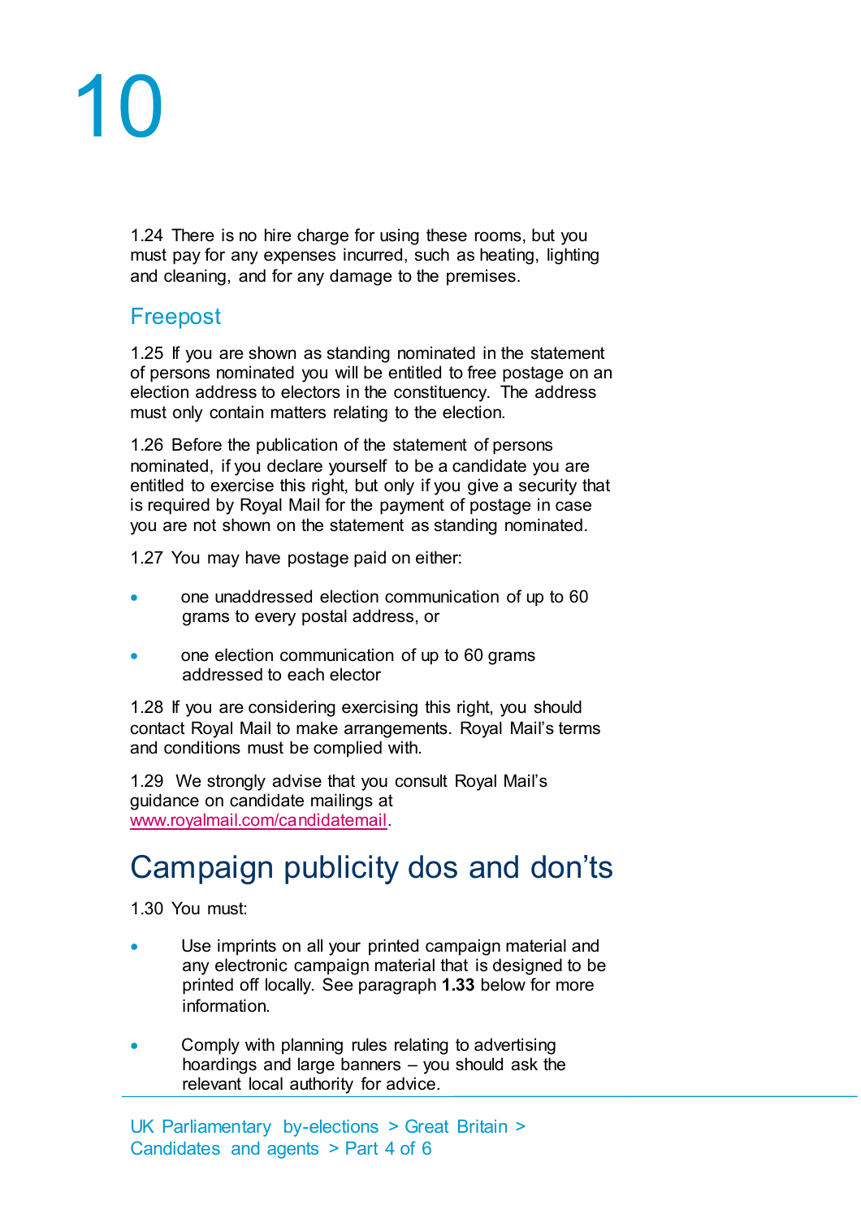1.24 There is no hire charge for using these rooms, but you must pay for any expenses incurred, such as heating, lighting and cleaning, and for any damage to the premises.

### Freepost

1.25 If you are shown as standing nominated in the statement of persons nominated you will be entitled to free postage on an election address to electors in the constituency. The address must only contain matters relating to the election.

1.26 Before the publication of the statement of persons nominated, if you declare yourself to be a candidate you are entitled to exercise this right, but only if you give a security that is required by Royal Mail for the payment of postage in case you are not shown on the statement as standing nominated.

1.27 You may have postage paid on either:

- one unaddressed election communication of up to 60 grams to every postal address, or
- one election communication of up to 60 grams addressed to each elector

1.28 If you are considering exercising this right, you should contact Royal Mail to make arrangements. Royal Mail's terms and conditions must be complied with.

1.29 We strongly advise that you consult Royal Mail's guidance on candidate mailings at www.royalmail.com/candidatemail.

## Campaign publicity dos and don'ts

1.30 You must:

- Use imprints on all your printed campaign material and any electronic campaign material that is designed to be printed off locally. See paragraph **1.33** below for more information.
- Comply with planning rules relating to advertising hoardings and large banners – you should ask the relevant local authority for advice.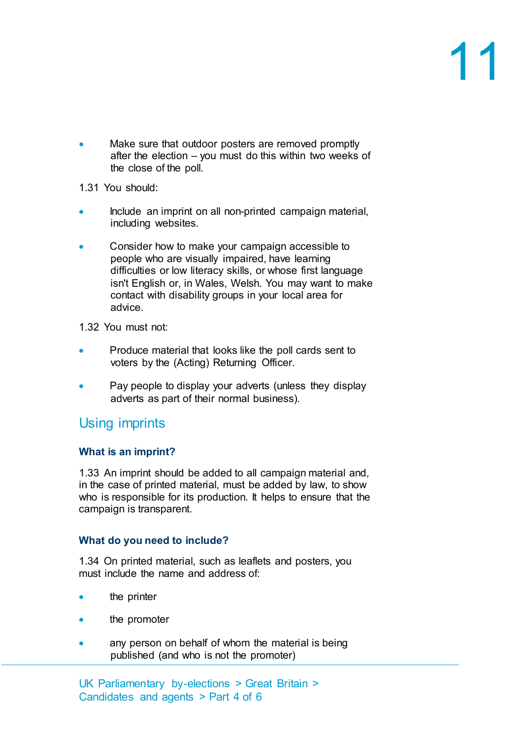- Make sure that outdoor posters are removed promptly after the election – you must do this within two weeks of the close of the poll.

1.31 You should:

- Include an imprint on all non-printed campaign material, including websites.

- Consider how to make your campaign accessible to people who are visually impaired, have learning difficulties or low literacy skills, or whose first language isn't English or, in Wales, Welsh. You may want to make contact with disability groups in your local area for advice.

1.32 You must not:

- Produce material that looks like the poll cards sent to voters by the (Acting) Returning Officer.

- Pay people to display your adverts (unless they display adverts as part of their normal business).

## Using imprints

### What is an imprint?

1.33 An imprint should be added to all campaign material and, in the case of printed material, must be added by law, to show who is responsible for its production. It helps to ensure that the campaign is transparent.

### What do you need to include?

1.34 On printed material, such as leaflets and posters, you must include the name and address of:

- the printer

- the promoter

- any person on behalf of whom the material is being published (and who is not the promoter)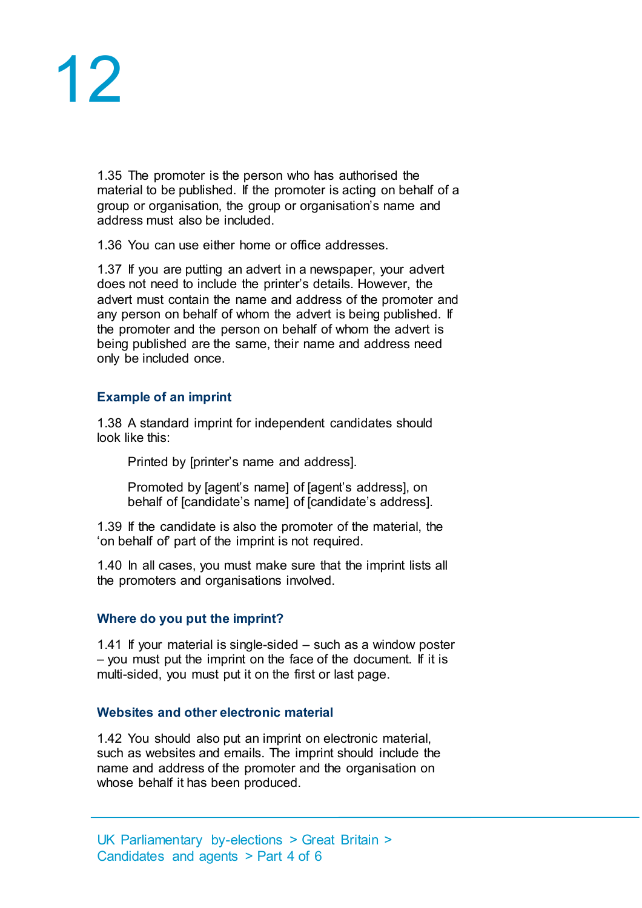1.35 The promoter is the person who has authorised the material to be published. If the promoter is acting on behalf of a group or organisation, the group or organisation's name and address must also be included.

1.36 You can use either home or office addresses.

1.37 If you are putting an advert in a newspaper, your advert does not need to include the printer's details. However, the advert must contain the name and address of the promoter and any person on behalf of whom the advert is being published. If the promoter and the person on behalf of whom the advert is being published are the same, their name and address need only be included once.

### Example of an imprint

1.38 A standard imprint for independent candidates should look like this:

> Printed by [printer's name and address].
>
> Promoted by [agent's name] of [agent's address], on behalf of [candidate's name] of [candidate's address].

1.39 If the candidate is also the promoter of the material, the 'on behalf of' part of the imprint is not required.

1.40 In all cases, you must make sure that the imprint lists all the promoters and organisations involved.

### Where do you put the imprint?

1.41 If your material is single-sided – such as a window poster – you must put the imprint on the face of the document. If it is multi-sided, you must put it on the first or last page.

### Websites and other electronic material

1.42 You should also put an imprint on electronic material, such as websites and emails. The imprint should include the name and address of the promoter and the organisation on whose behalf it has been produced.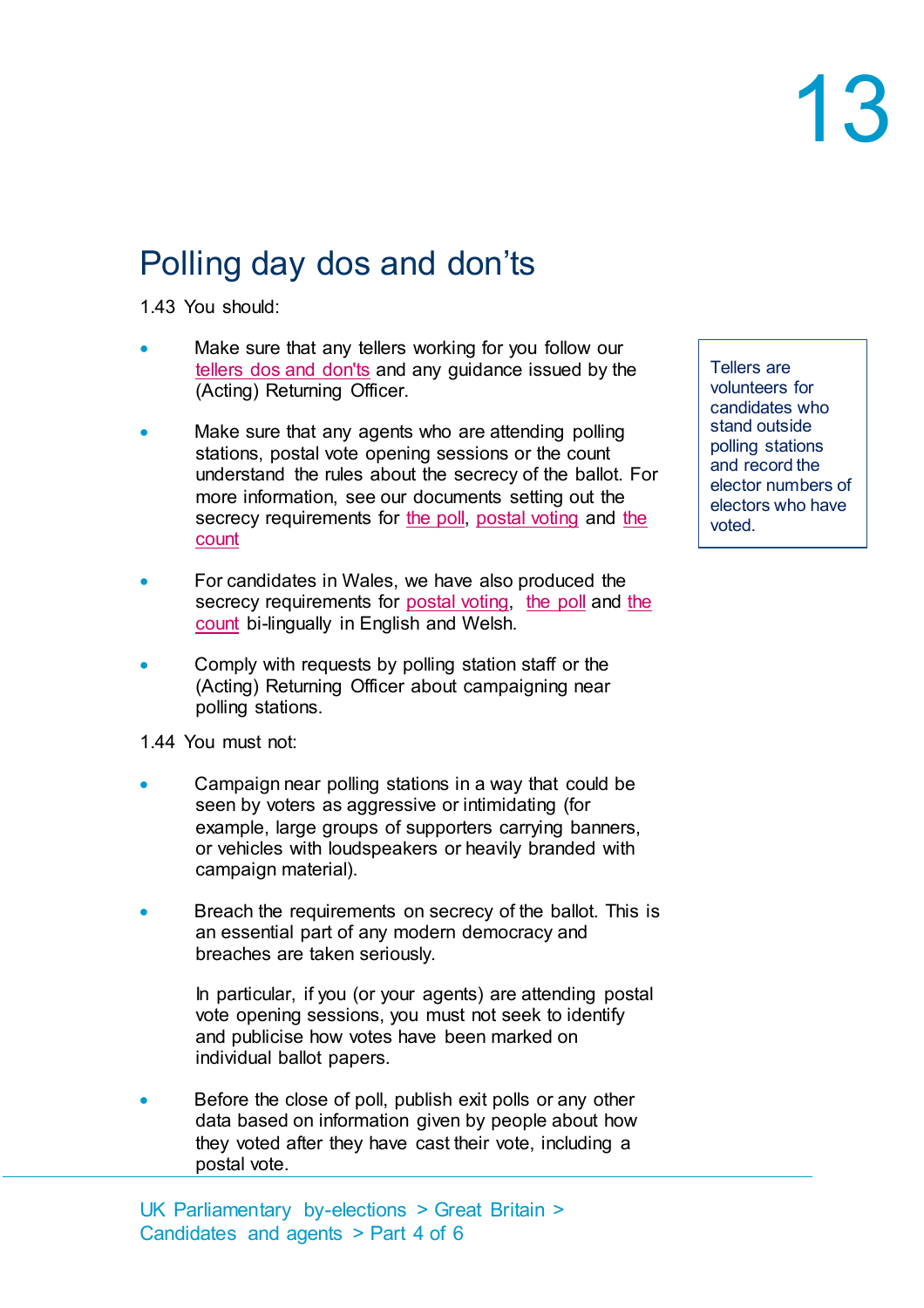## Polling day dos and don'ts

1.43 You should:

- Make sure that any tellers working for you follow our tellers dos and don'ts and any guidance issued by the (Acting) Returning Officer.
- Make sure that any agents who are attending polling stations, postal vote opening sessions or the count understand the rules about the secrecy of the ballot. For more information, see our documents setting out the secrecy requirements for the poll, postal voting and the count
- For candidates in Wales, we have also produced the secrecy requirements for postal voting, the poll and the count bi-lingually in English and Welsh.
- Comply with requests by polling station staff or the (Acting) Returning Officer about campaigning near polling stations.

Tellers are volunteers for candidates who stand outside polling stations and record the elector numbers of electors who have voted.

1.44 You must not:

- Campaign near polling stations in a way that could be seen by voters as aggressive or intimidating (for example, large groups of supporters carrying banners, or vehicles with loudspeakers or heavily branded with campaign material).
- Breach the requirements on secrecy of the ballot. This is an essential part of any modern democracy and breaches are taken seriously.

  In particular, if you (or your agents) are attending postal vote opening sessions, you must not seek to identify and publicise how votes have been marked on individual ballot papers.
- Before the close of poll, publish exit polls or any other data based on information given by people about how they voted after they have cast their vote, including a postal vote.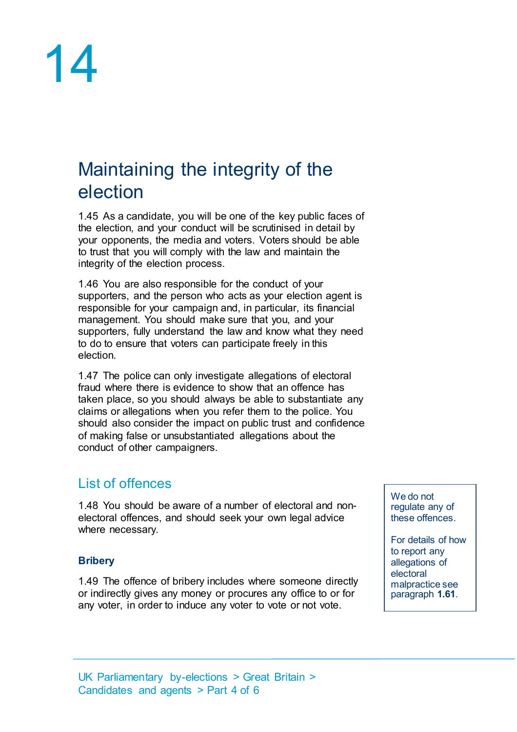## Maintaining the integrity of the election

1.45 As a candidate, you will be one of the key public faces of the election, and your conduct will be scrutinised in detail by your opponents, the media and voters. Voters should be able to trust that you will comply with the law and maintain the integrity of the election process.

1.46 You are also responsible for the conduct of your supporters, and the person who acts as your election agent is responsible for your campaign and, in particular, its financial management. You should make sure that you, and your supporters, fully understand the law and know what they need to do to ensure that voters can participate freely in this election.

1.47 The police can only investigate allegations of electoral fraud where there is evidence to show that an offence has taken place, so you should always be able to substantiate any claims or allegations when you refer them to the police. You should also consider the impact on public trust and confidence of making false or unsubstantiated allegations about the conduct of other campaigners.

### List of offences

1.48 You should be aware of a number of electoral and non-electoral offences, and should seek your own legal advice where necessary.

> We do not regulate any of these offences.
>
> For details of how to report any allegations of electoral malpractice see paragraph **1.61**.

#### Bribery

1.49 The offence of bribery includes where someone directly or indirectly gives any money or procures any office to or for any voter, in order to induce any voter to vote or not vote.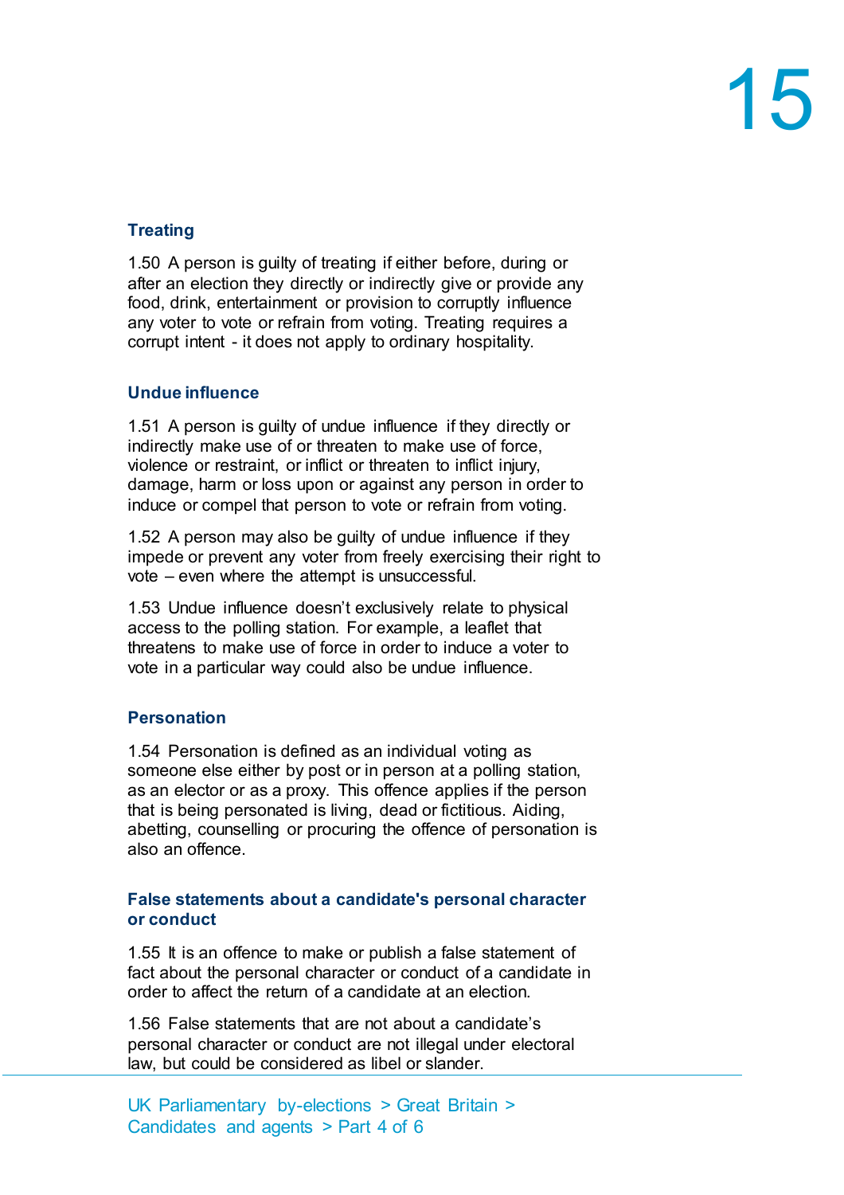### Treating

1.50 A person is guilty of treating if either before, during or after an election they directly or indirectly give or provide any food, drink, entertainment or provision to corruptly influence any voter to vote or refrain from voting. Treating requires a corrupt intent - it does not apply to ordinary hospitality.

### Undue influence

1.51 A person is guilty of undue influence if they directly or indirectly make use of or threaten to make use of force, violence or restraint, or inflict or threaten to inflict injury, damage, harm or loss upon or against any person in order to induce or compel that person to vote or refrain from voting.

1.52 A person may also be guilty of undue influence if they impede or prevent any voter from freely exercising their right to vote – even where the attempt is unsuccessful.

1.53 Undue influence doesn't exclusively relate to physical access to the polling station. For example, a leaflet that threatens to make use of force in order to induce a voter to vote in a particular way could also be undue influence.

### Personation

1.54 Personation is defined as an individual voting as someone else either by post or in person at a polling station, as an elector or as a proxy. This offence applies if the person that is being personated is living, dead or fictitious. Aiding, abetting, counselling or procuring the offence of personation is also an offence.

### False statements about a candidate's personal character or conduct

1.55 It is an offence to make or publish a false statement of fact about the personal character or conduct of a candidate in order to affect the return of a candidate at an election.

1.56 False statements that are not about a candidate's personal character or conduct are not illegal under electoral law, but could be considered as libel or slander.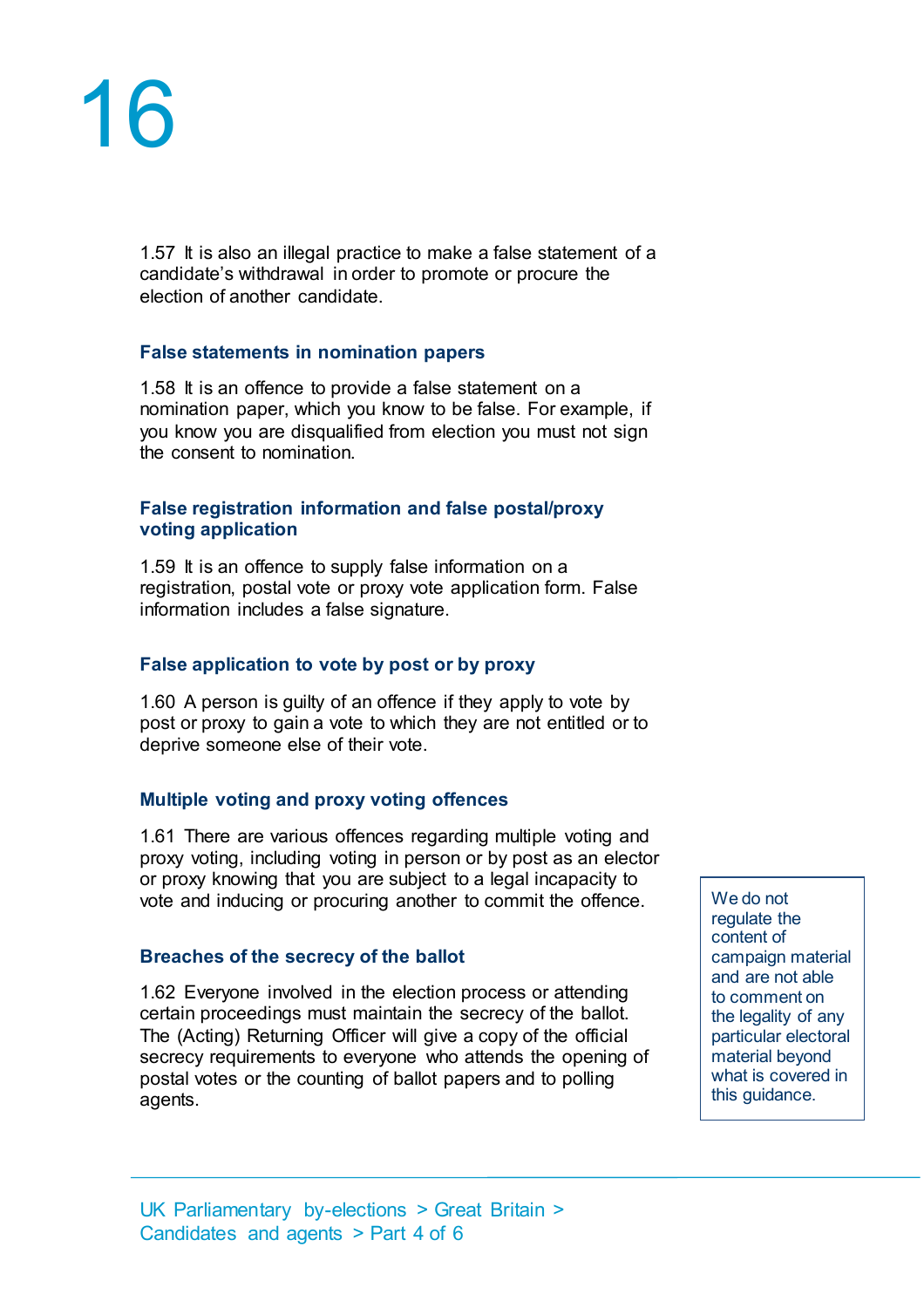1.57 It is also an illegal practice to make a false statement of a candidate's withdrawal in order to promote or procure the election of another candidate.

### False statements in nomination papers

1.58 It is an offence to provide a false statement on a nomination paper, which you know to be false. For example, if you know you are disqualified from election you must not sign the consent to nomination.

### False registration information and false postal/proxy voting application

1.59 It is an offence to supply false information on a registration, postal vote or proxy vote application form. False information includes a false signature.

### False application to vote by post or by proxy

1.60 A person is guilty of an offence if they apply to vote by post or proxy to gain a vote to which they are not entitled or to deprive someone else of their vote.

### Multiple voting and proxy voting offences

1.61 There are various offences regarding multiple voting and proxy voting, including voting in person or by post as an elector or proxy knowing that you are subject to a legal incapacity to vote and inducing or procuring another to commit the offence.

### Breaches of the secrecy of the ballot

1.62 Everyone involved in the election process or attending certain proceedings must maintain the secrecy of the ballot. The (Acting) Returning Officer will give a copy of the official secrecy requirements to everyone who attends the opening of postal votes or the counting of ballot papers and to polling agents.

> We do not regulate the content of campaign material and are not able to comment on the legality of any particular electoral material beyond what is covered in this guidance.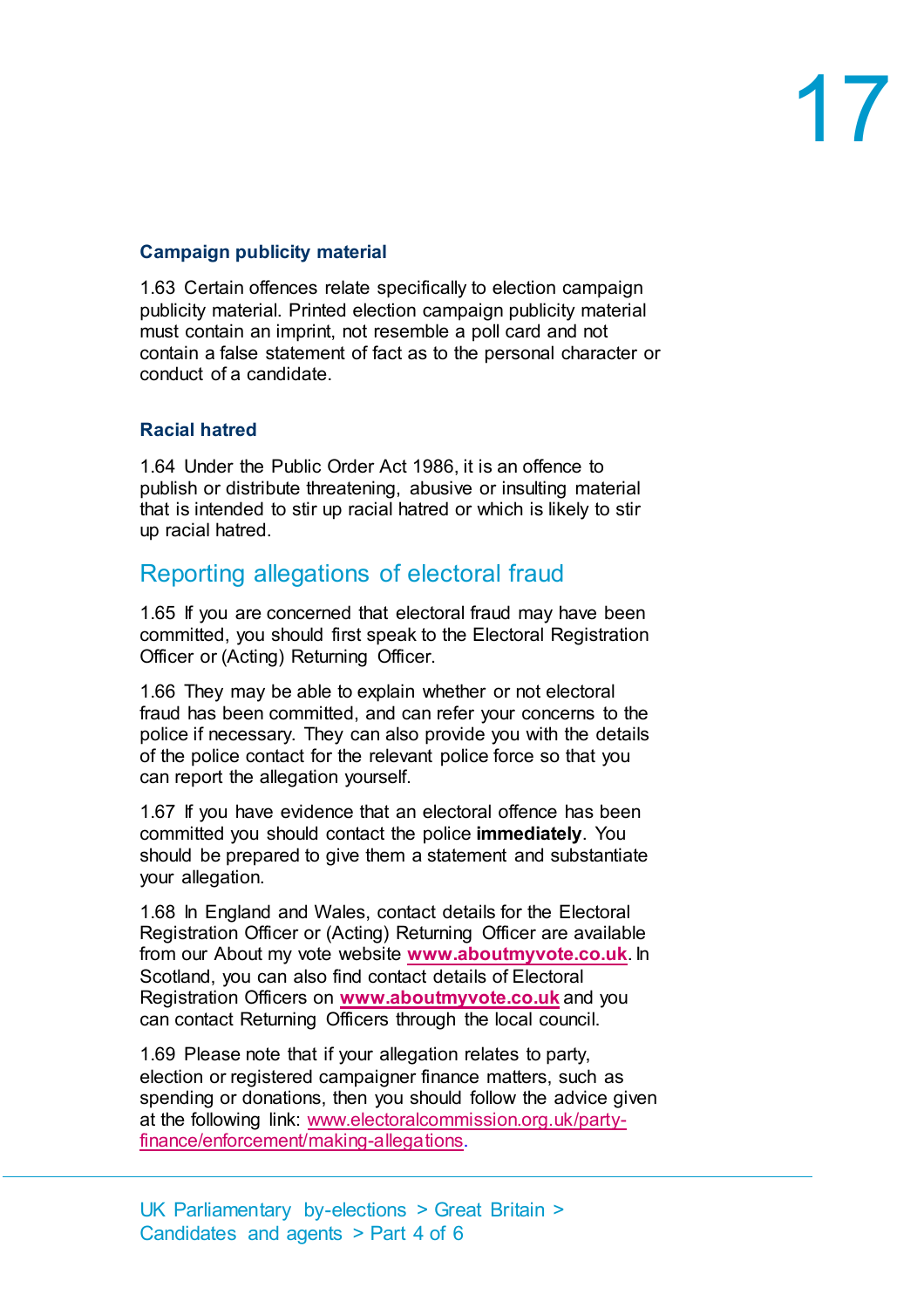### Campaign publicity material

1.63 Certain offences relate specifically to election campaign publicity material. Printed election campaign publicity material must contain an imprint, not resemble a poll card and not contain a false statement of fact as to the personal character or conduct of a candidate.

### Racial hatred

1.64 Under the Public Order Act 1986, it is an offence to publish or distribute threatening, abusive or insulting material that is intended to stir up racial hatred or which is likely to stir up racial hatred.

## Reporting allegations of electoral fraud

1.65 If you are concerned that electoral fraud may have been committed, you should first speak to the Electoral Registration Officer or (Acting) Returning Officer.

1.66 They may be able to explain whether or not electoral fraud has been committed, and can refer your concerns to the police if necessary. They can also provide you with the details of the police contact for the relevant police force so that you can report the allegation yourself.

1.67 If you have evidence that an electoral offence has been committed you should contact the police **immediately**. You should be prepared to give them a statement and substantiate your allegation.

1.68 In England and Wales, contact details for the Electoral Registration Officer or (Acting) Returning Officer are available from our About my vote website **www.aboutmyvote.co.uk**. In Scotland, you can also find contact details of Electoral Registration Officers on **www.aboutmyvote.co.uk** and you can contact Returning Officers through the local council.

1.69 Please note that if your allegation relates to party, election or registered campaigner finance matters, such as spending or donations, then you should follow the advice given at the following link: www.electoralcommission.org.uk/party-finance/enforcement/making-allegations.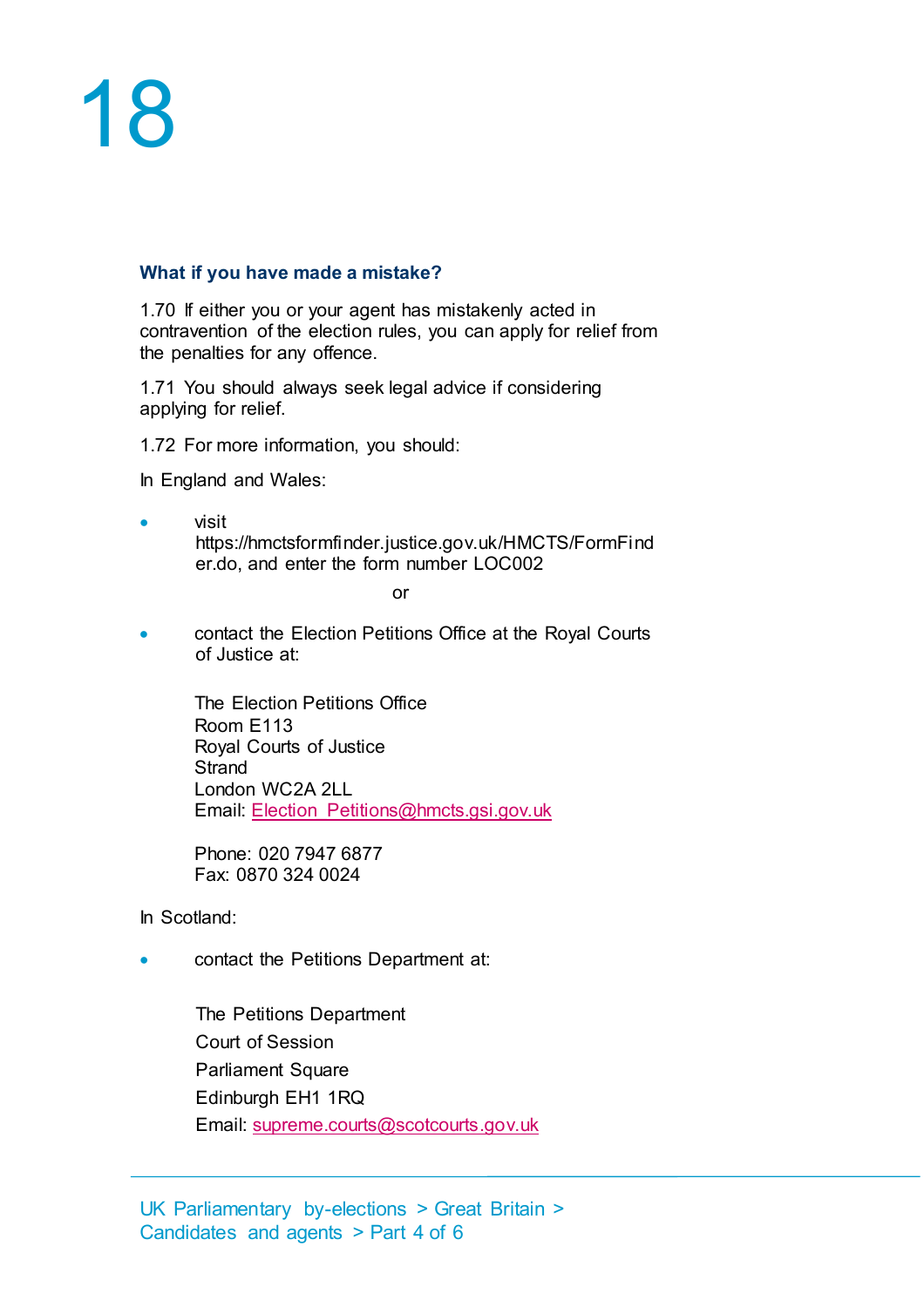### What if you have made a mistake?

1.70 If either you or your agent has mistakenly acted in contravention of the election rules, you can apply for relief from the penalties for any offence.

1.71 You should always seek legal advice if considering applying for relief.

1.72 For more information, you should:

In England and Wales:

- visit https://hmctsformfinder.justice.gov.uk/HMCTS/FormFinder.do, and enter the form number LOC002

  or

- contact the Election Petitions Office at the Royal Courts of Justice at:

  The Election Petitions Office
  Room E113
  Royal Courts of Justice
  Strand
  London WC2A 2LL
  Email: Election_Petitions@hmcts.gsi.gov.uk

  Phone: 020 7947 6877
  Fax: 0870 324 0024

In Scotland:

- contact the Petitions Department at:

  The Petitions Department
  Court of Session
  Parliament Square
  Edinburgh EH1 1RQ
  Email: supreme.courts@scotcourts.gov.uk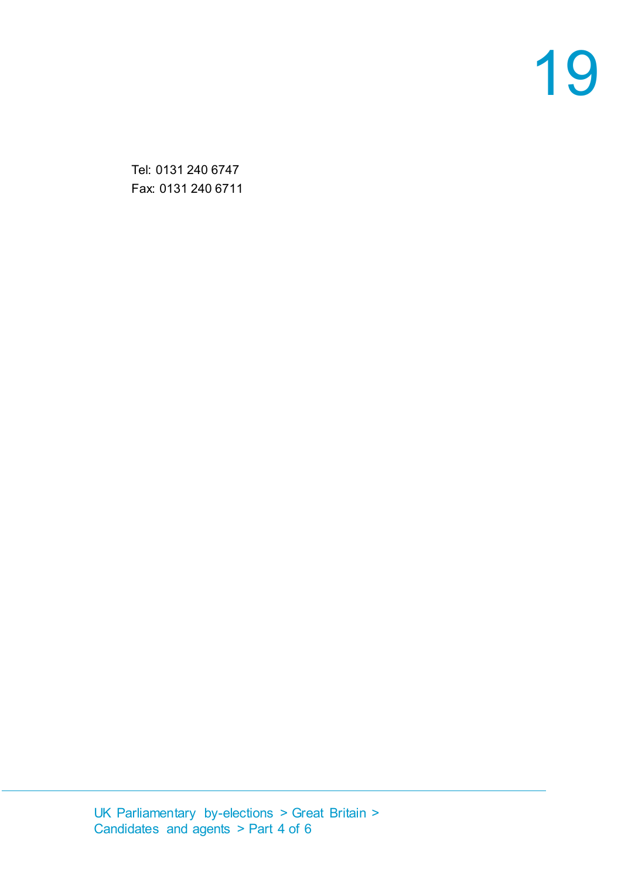Tel: 0131 240 6747
Fax: 0131 240 6711